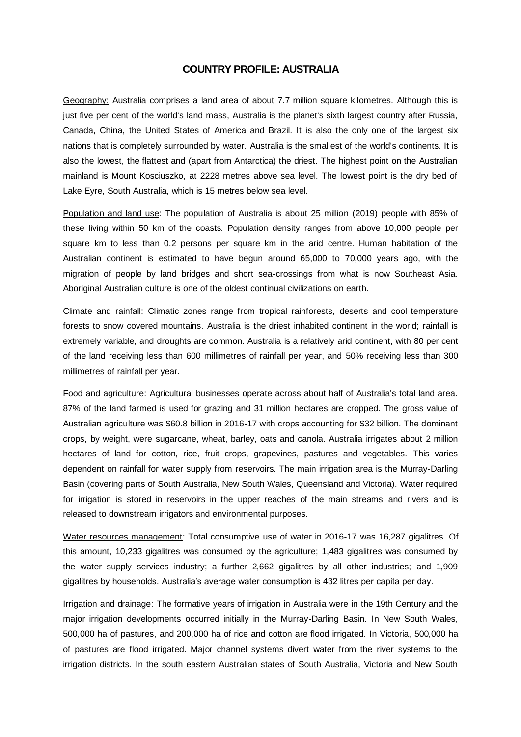# COUNTRY PROFILE: AUSTRALIA

Geography: Australia comprises a land area of about 7.7 million square kilometres. Although this is just five per cent of the world's land mass, Australia is the planet's sixth largest country after Russia, Canada, China, the United States of America and Brazil. It is also the only one of the largest six nations that is completely surrounded by water. Australia is the smallest of the world's continents. It is also the lowest, the flattest and (apart from Antarctica) the driest. The highest point on the Australian mainland is Mount Kosciuszko, at 2228 metres above sea level. The lowest point is the dry bed of Lake Eyre, South Australia, which is 15 metres below sea level.

Population and land use: The population of Australia is about 25 million (2019) people with 85% of these living within 50 km of the coasts. Population density ranges from above 10,000 people per square km to less than 0.2 persons per square km in the arid centre. Human habitation of the Australian continent is estimated to have begun around 65,000 to 70,000 years ago, with the migration of people by land bridges and short sea-crossings from what is now Southeast Asia. Aboriginal Australian culture is one of the oldest continual civilizations on earth.

Climate and rainfall: Climatic zones range from tropical rainforests, deserts and cool temperature forests to snow covered mountains. Australia is the driest inhabited continent in the world; rainfall is extremely variable, and droughts are common. Australia is a relatively arid continent, with 80 per cent of the land receiving less than 600 millimetres of rainfall per year, and 50% receiving less than 300 millimetres of rainfall per year.

Food and agriculture: Agricultural businesses operate across about half of Australia's total land area. 87% of the land farmed is used for grazing and 31 million hectares are cropped. The gross value of Australian agriculture was $60.8 billion in 2016-17 with crops accounting for $32 billion. The dominant crops, by weight, were sugarcane, wheat, barley, oats and canola. Australia irrigates about 2 million hectares of land for cotton, rice, fruit crops, grapevines, pastures and vegetables. This varies dependent on rainfall for water supply from reservoirs. The main irrigation area is the Murray-Darling Basin (covering parts of South Australia, New South Wales, Queensland and Victoria). Water required for irrigation is stored in reservoirs in the upper reaches of the main streams and rivers and is released to downstream irrigators and environmental purposes.

Water resources management: Total consumptive use of water in 2016-17 was 16,287 gigalitres. Of this amount, 10,233 gigalitres was consumed by the agriculture; 1,483 gigalitres was consumed by the water supply services industry; a further 2,662 gigalitres by all other industries; and 1,909 gigalitres by households. Australia's average water consumption is 432 litres per capita per day.

Irrigation and drainage: The formative years of irrigation in Australia were in the 19th Century and the major irrigation developments occurred initially in the Murray-Darling Basin. In New South Wales, 500,000 ha of pastures, and 200,000 ha of rice and cotton are flood irrigated. In Victoria, 500,000 ha of pastures are flood irrigated. Major channel systems divert water from the river systems to the irrigation districts. In the south eastern Australian states of South Australia, Victoria and New South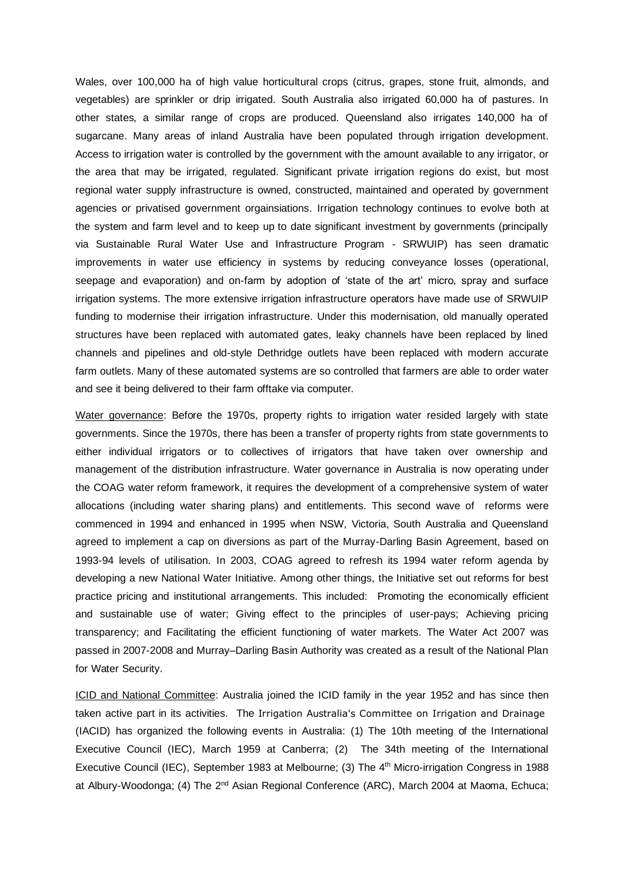Wales, over 100,000 ha of high value horticultural crops (citrus, grapes, stone fruit, almonds, and vegetables) are sprinkler or drip irrigated. South Australia also irrigated 60,000 ha of pastures. In other states, a similar range of crops are produced. Queensland also irrigates 140,000 ha of sugarcane. Many areas of inland Australia have been populated through irrigation development. Access to irrigation water is controlled by the government with the amount available to any irrigator, or the area that may be irrigated, regulated. Significant private irrigation regions do exist, but most regional water supply infrastructure is owned, constructed, maintained and operated by government agencies or privatised government orgainsiations. Irrigation technology continues to evolve both at the system and farm level and to keep up to date significant investment by governments (principally via Sustainable Rural Water Use and Infrastructure Program - SRWUIP) has seen dramatic improvements in water use efficiency in systems by reducing conveyance losses (operational, seepage and evaporation) and on-farm by adoption of 'state of the art' micro, spray and surface irrigation systems. The more extensive irrigation infrastructure operators have made use of SRWUIP funding to modernise their irrigation infrastructure. Under this modernisation, old manually operated structures have been replaced with automated gates, leaky channels have been replaced by lined channels and pipelines and old-style Dethridge outlets have been replaced with modern accurate farm outlets. Many of these automated systems are so controlled that farmers are able to order water and see it being delivered to their farm offtake via computer.

Water governance: Before the 1970s, property rights to irrigation water resided largely with state governments. Since the 1970s, there has been a transfer of property rights from state governments to either individual irrigators or to collectives of irrigators that have taken over ownership and management of the distribution infrastructure. Water governance in Australia is now operating under the COAG water reform framework, it requires the development of a comprehensive system of water allocations (including water sharing plans) and entitlements. This second wave of reforms were commenced in 1994 and enhanced in 1995 when NSW, Victoria, South Australia and Queensland agreed to implement a cap on diversions as part of the Murray-Darling Basin Agreement, based on 1993-94 levels of utilisation. In 2003, COAG agreed to refresh its 1994 water reform agenda by developing a new National Water Initiative. Among other things, the Initiative set out reforms for best practice pricing and institutional arrangements. This included: Promoting the economically efficient and sustainable use of water; Giving effect to the principles of user-pays; Achieving pricing transparency; and Facilitating the efficient functioning of water markets. The Water Act 2007 was passed in 2007-2008 and Murray–Darling Basin Authority was created as a result of the National Plan for Water Security.

ICID and National Committee: Australia joined the ICID family in the year 1952 and has since then taken active part in its activities. The Irrigation Australia's Committee on Irrigation and Drainage (IACID) has organized the following events in Australia: (1) The 10th meeting of the International Executive Council (IEC), March 1959 at Canberra; (2) The 34th meeting of the International Executive Council (IEC), September 1983 at Melbourne; (3) The 4th Micro-irrigation Congress in 1988 at Albury-Woodonga; (4) The 2nd Asian Regional Conference (ARC), March 2004 at Maoma, Echuca;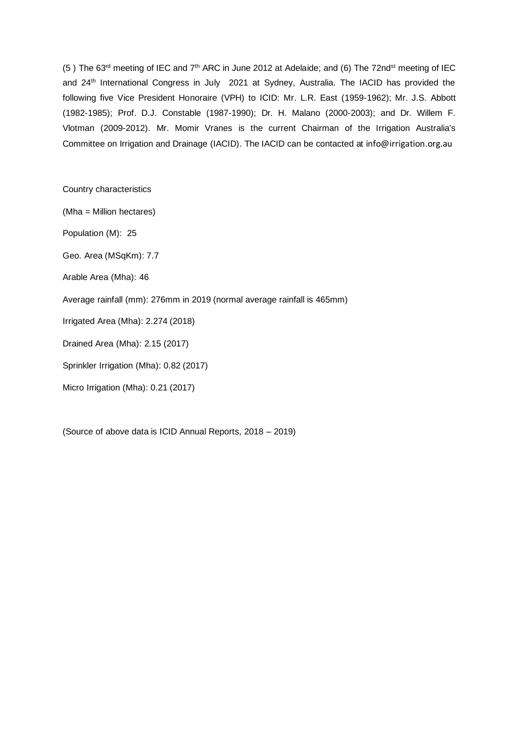(5 ) The 63rd meeting of IEC and 7th ARC in June 2012 at Adelaide; and (6) The 72ndst meeting of IEC and 24th International Congress in July 2021 at Sydney, Australia. The IACID has provided the following five Vice President Honoraire (VPH) to ICID: Mr. L.R. East (1959-1962); Mr. J.S. Abbott (1982-1985); Prof. D.J. Constable (1987-1990); Dr. H. Malano (2000-2003); and Dr. Willem F. Vlotman (2009-2012). Mr. Momir Vranes is the current Chairman of the Irrigation Australia's Committee on Irrigation and Drainage (IACID). The IACID can be contacted at info@irrigation.org.au

Country characteristics

(Mha = Million hectares)

Population (M): 25

Geo. Area (MSqKm): 7.7

Arable Area (Mha): 46

Average rainfall (mm): 276mm in 2019 (normal average rainfall is 465mm)

Irrigated Area (Mha): 2.274 (2018)

Drained Area (Mha): 2.15 (2017)

Sprinkler Irrigation (Mha): 0.82 (2017)

Micro Irrigation (Mha): 0.21 (2017)

(Source of above data is ICID Annual Reports, 2018 – 2019)